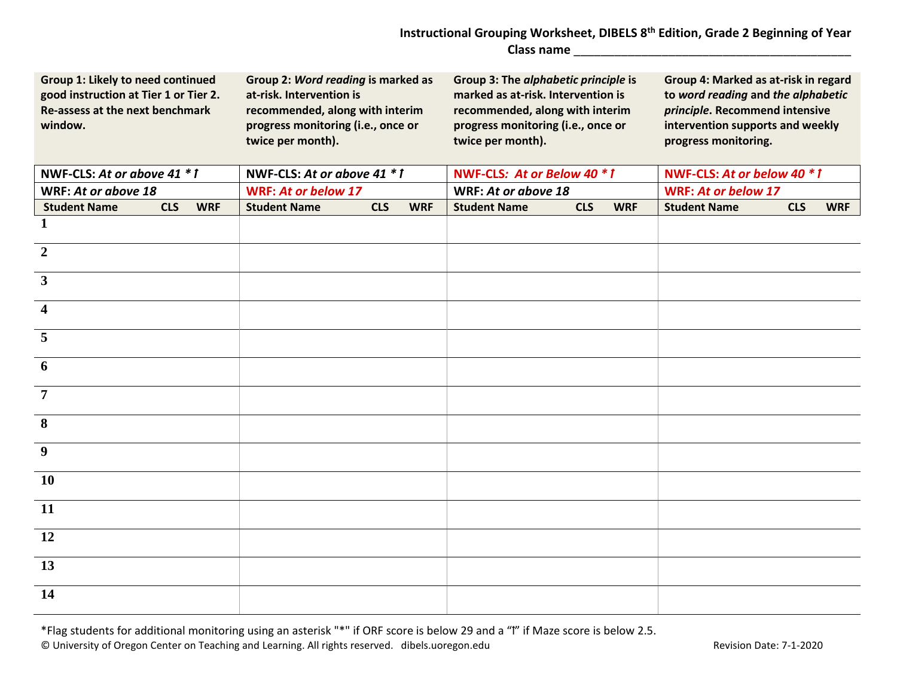# Instructional Grouping Worksheet, DIBELS 8th Edition, Grade 2 Beginning of Year

**Class name** ________________________________________

| **Group 1: Likely to need continued good instruction at Tier 1 or Tier 2. Re-assess at the next benchmark window.** | | | **Group 2: *Word reading* is marked as at-risk. Intervention is recommended, along with interim progress monitoring (i.e., once or twice per month).** | | | **Group 3: The *alphabetic principle* is marked as at-risk. Intervention is recommended, along with interim progress monitoring (i.e., once or twice per month).** | | | **Group 4: Marked as at-risk in regard to *word reading* and *the alphabetic principle*. Recommend intensive intervention supports and weekly progress monitoring.** | | |
|---|---|---|---|---|---|---|---|---|---|---|---|
| **NWF-CLS: *At or above 41 * ↿*** | | | **NWF-CLS: *At or above 41 * ↿*** | | | **NWF-CLS: *At or Below 40 * ↿*** | | | **NWF-CLS: *At or below 40 * ↿*** | | |
| **WRF: *At or above 18*** | | | **WRF: *At or below 17*** | | | **WRF: *At or above 18*** | | | **WRF: *At or below 17*** | | |
| **Student Name** | **CLS** | **WRF** | **Student Name** | **CLS** | **WRF** | **Student Name** | **CLS** | **WRF** | **Student Name** | **CLS** | **WRF** |
| **1** | | | | | | | | | | | |
| **2** | | | | | | | | | | | |
| **3** | | | | | | | | | | | |
| **4** | | | | | | | | | | | |
| **5** | | | | | | | | | | | |
| **6** | | | | | | | | | | | |
| **7** | | | | | | | | | | | |
| **8** | | | | | | | | | | | |
| **9** | | | | | | | | | | | |
| **10** | | | | | | | | | | | |
| **11** | | | | | | | | | | | |
| **12** | | | | | | | | | | | |
| **13** | | | | | | | | | | | |
| **14** | | | | | | | | | | | |

*Flag students for additional monitoring using an asterisk "*" if ORF score is below 29 and a "↿" if Maze score is below 2.5.

© University of Oregon Center on Teaching and Learning. All rights reserved. dibels.uoregon.edu

Revision Date: 7-1-2020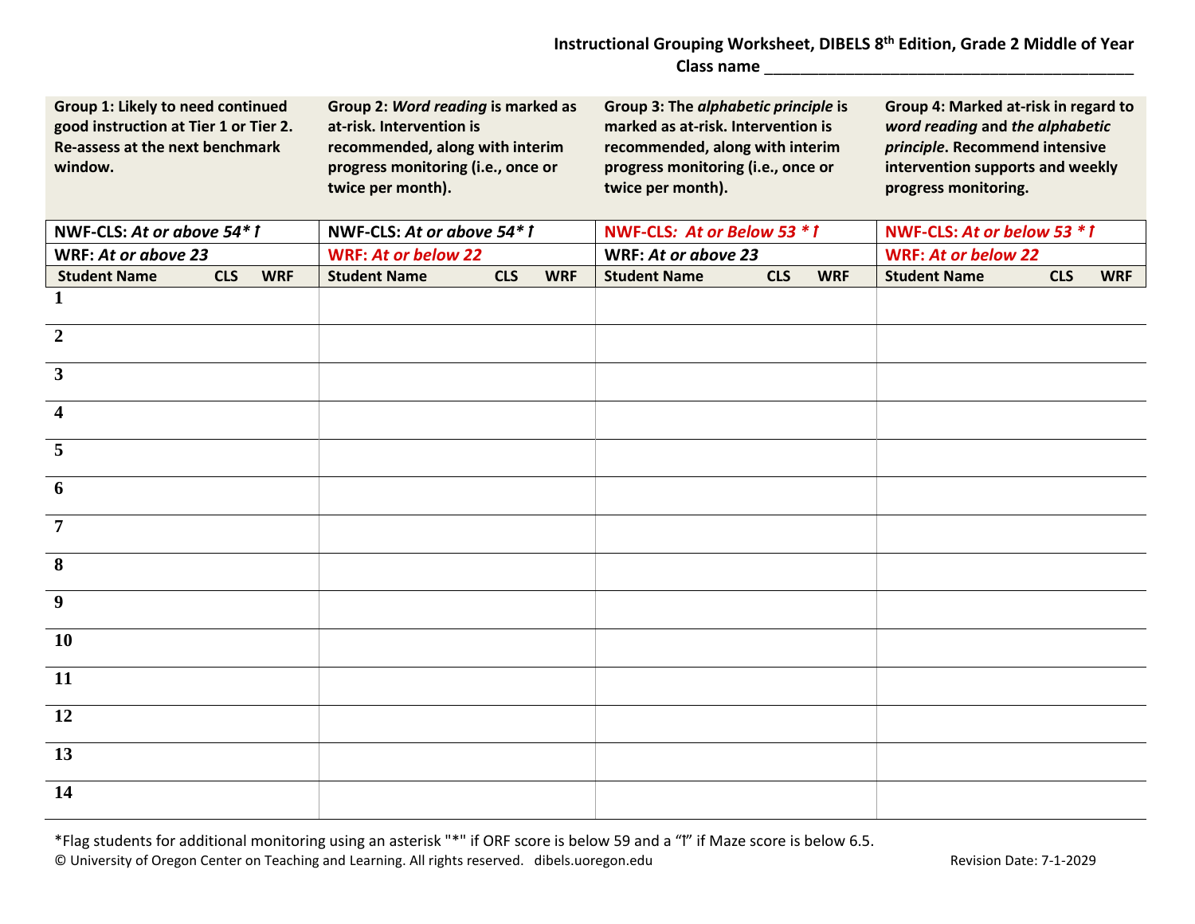## Instructional Grouping Worksheet, DIBELS 8th Edition, Grade 2 Middle of Year

**Class name** ________________________________________

| **Group 1: Likely to need continued good instruction at Tier 1 or Tier 2. Re-assess at the next benchmark window.** | | | **Group 2: *Word reading* is marked as at-risk. Intervention is recommended, along with interim progress monitoring (i.e., once or twice per month).** | | | **Group 3: The *alphabetic principle* is marked as at-risk. Intervention is recommended, along with interim progress monitoring (i.e., once or twice per month).** | | | **Group 4: Marked at-risk in regard to *word reading* and *the alphabetic principle*. Recommend intensive intervention supports and weekly progress monitoring.** | | |
|---|---|---|---|---|---|---|---|---|---|---|---|
| **NWF-CLS: *At or above 54\* ꟷ*** | | | **NWF-CLS: *At or above 54\* ꟷ*** | | | **NWF-CLS: *At or Below 53 \* ꟷ*** | | | **NWF-CLS: *At or below 53 \* ꟷ*** | | |
| **WRF: *At or above 23*** | | | **WRF: *At or below 22*** | | | **WRF: *At or above 23*** | | | **WRF: *At or below 22*** | | |
| **Student Name** | **CLS** | **WRF** | **Student Name** | **CLS** | **WRF** | **Student Name** | **CLS** | **WRF** | **Student Name** | **CLS** | **WRF** |
| 1 | | | | | | | | | | | |
| 2 | | | | | | | | | | | |
| 3 | | | | | | | | | | | |
| 4 | | | | | | | | | | | |
| 5 | | | | | | | | | | | |
| 6 | | | | | | | | | | | |
| 7 | | | | | | | | | | | |
| 8 | | | | | | | | | | | |
| 9 | | | | | | | | | | | |
| 10 | | | | | | | | | | | |
| 11 | | | | | | | | | | | |
| 12 | | | | | | | | | | | |
| 13 | | | | | | | | | | | |
| 14 | | | | | | | | | | | |

*Flag students for additional monitoring using an asterisk "*" if ORF score is below 59 and a "ꟷ" if Maze score is below 6.5.

© University of Oregon Center on Teaching and Learning. All rights reserved. dibels.uoregon.edu

Revision Date: 7-1-2029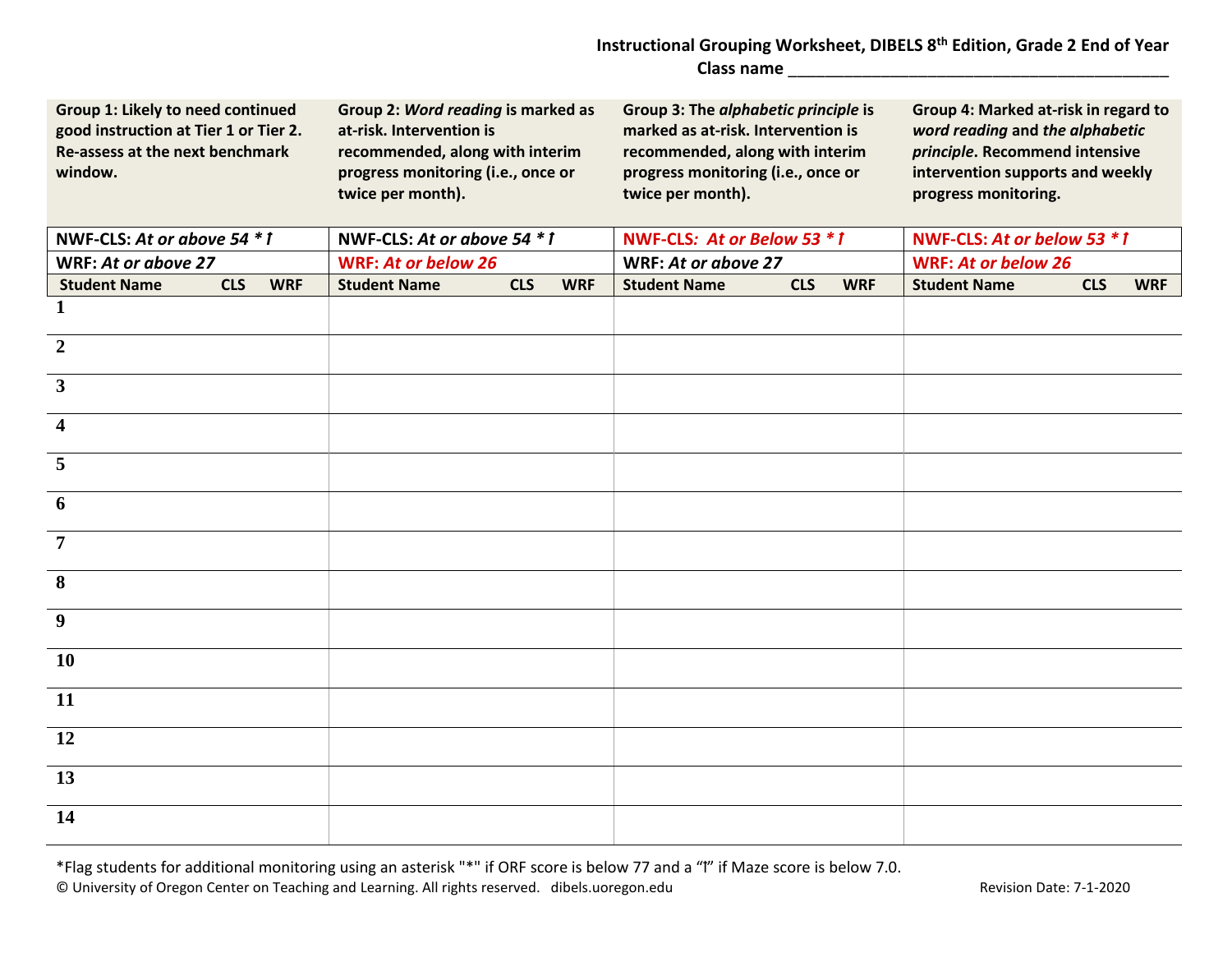**Instructional Grouping Worksheet, DIBELS 8th Edition, Grade 2 End of Year**
**Class name ________________________________________**

| **Group 1: Likely to need continued good instruction at Tier 1 or Tier 2. Re-assess at the next benchmark window.** | **Group 2: *Word reading* is marked as at-risk. Intervention is recommended, along with interim progress monitoring (i.e., once or twice per month).** | **Group 3: The *alphabetic principle* is marked as at-risk. Intervention is recommended, along with interim progress monitoring (i.e., once or twice per month).** | **Group 4: Marked at-risk in regard to *word reading* and *the alphabetic principle*. Recommend intensive intervention supports and weekly progress monitoring.** |
|---|---|---|---|
| **NWF-CLS: *At or above 54 * ꟾ*** | **NWF-CLS: *At or above 54 * ꟾ*** | **NWF-CLS: *At or Below 53 * ꟾ*** | **NWF-CLS: *At or below 53 * ꟾ*** |
| **WRF: *At or above 27*** | **WRF: *At or below 26*** | **WRF: *At or above 27*** | **WRF: *At or below 26*** |
| **Student Name CLS WRF** | **Student Name CLS WRF** | **Student Name CLS WRF** | **Student Name CLS WRF** |
| **1** | | | |
| **2** | | | |
| **3** | | | |
| **4** | | | |
| **5** | | | |
| **6** | | | |
| **7** | | | |
| **8** | | | |
| **9** | | | |
| **10** | | | |
| **11** | | | |
| **12** | | | |
| **13** | | | |
| **14** | | | |

*Flag students for additional monitoring using an asterisk "*" if ORF score is below 77 and a "ꟾ" if Maze score is below 7.0.

© University of Oregon Center on Teaching and Learning. All rights reserved. dibels.uoregon.edu Revision Date: 7-1-2020